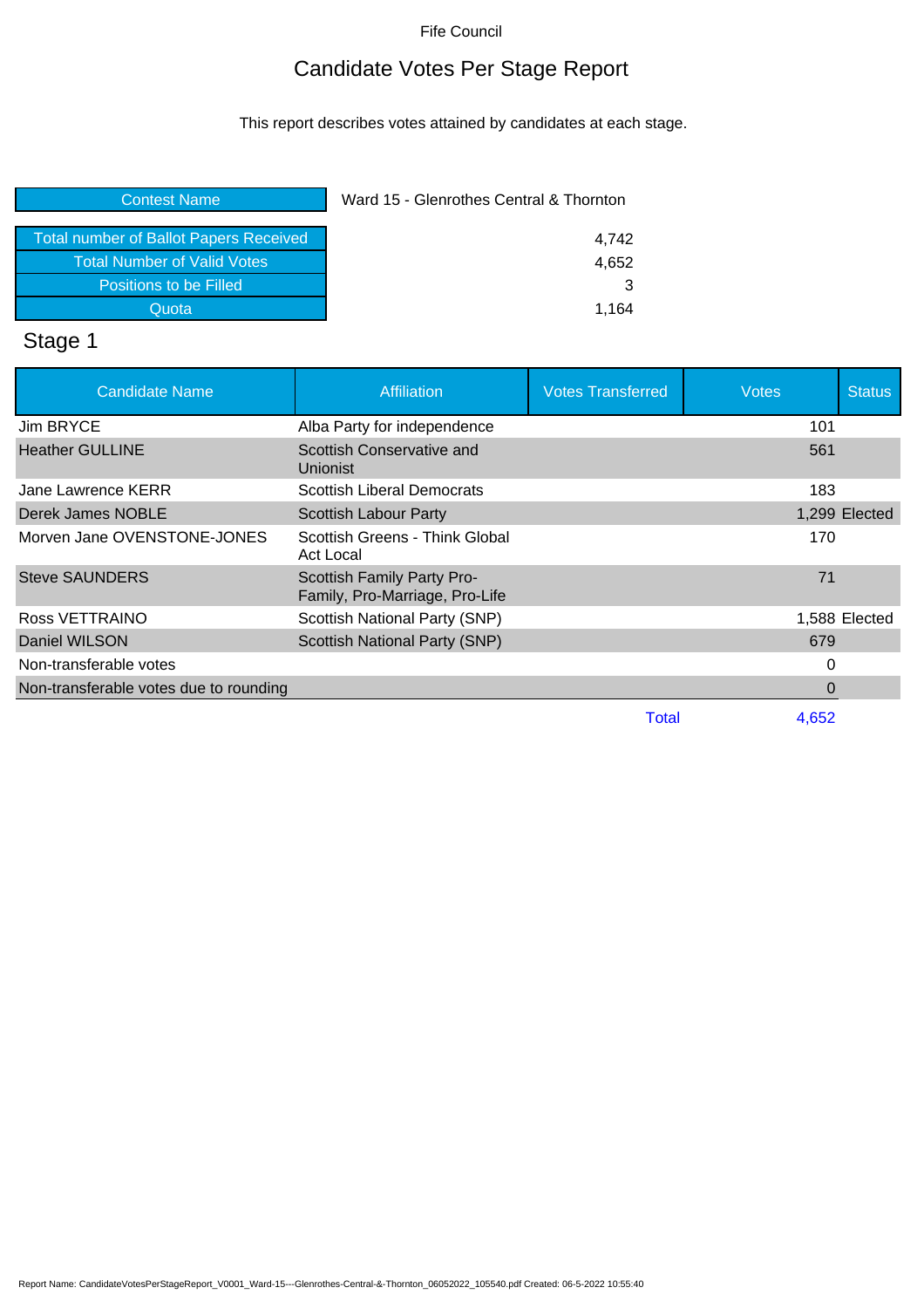Fife Council

# Candidate Votes Per Stage Report

This report describes votes attained by candidates at each stage.

| Contest Name | Ward 15 - Glenrothes Central & Thornton |
|---|---|
| Total number of Ballot Papers Received | 4,742 |
| Total Number of Valid Votes | 4,652 |
| Positions to be Filled | 3 |
| Quota | 1,164 |

## Stage 1

| Candidate Name | Affiliation | Votes Transferred | Votes | Status |
|---|---|---|---|---|
| Jim BRYCE | Alba Party for independence | | 101 | |
| Heather GULLINE | Scottish Conservative and Unionist | | 561 | |
| Jane Lawrence KERR | Scottish Liberal Democrats | | 183 | |
| Derek James NOBLE | Scottish Labour Party | | 1,299 | Elected |
| Morven Jane OVENSTONE-JONES | Scottish Greens - Think Global Act Local | | 170 | |
| Steve SAUNDERS | Scottish Family Party Pro-Family, Pro-Marriage, Pro-Life | | 71 | |
| Ross VETTRAINO | Scottish National Party (SNP) | | 1,588 | Elected |
| Daniel WILSON | Scottish National Party (SNP) | | 679 | |
| Non-transferable votes | | | 0 | |
| Non-transferable votes due to rounding | | | 0 | |
| | | Total | 4,652 | |

Report Name: CandidateVotesPerStageReport_V0001_Ward-15---Glenrothes-Central-&-Thornton_06052022_105540.pdf Created: 06-5-2022 10:55:40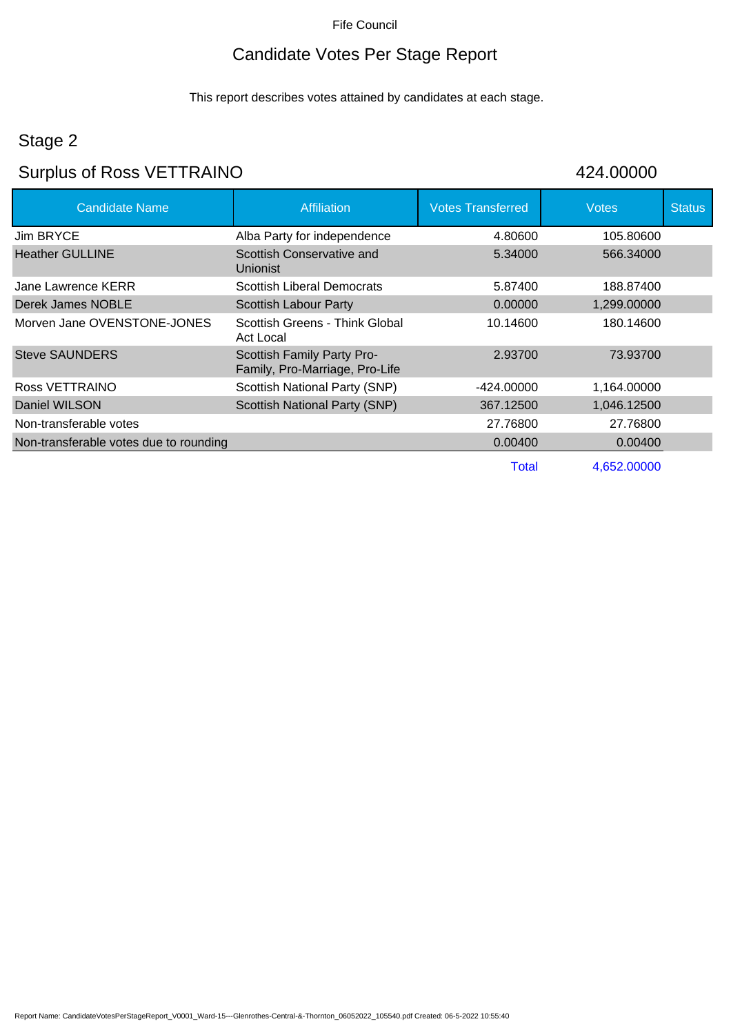Fife Council

# Candidate Votes Per Stage Report

This report describes votes attained by candidates at each stage.

## Stage 2

## Surplus of Ross VETTRAINO 424.00000

| Candidate Name | Affiliation | Votes Transferred | Votes | Status |
|---|---|---|---|---|
| Jim BRYCE | Alba Party for independence | 4.80600 | 105.80600 | |
| Heather GULLINE | Scottish Conservative and Unionist | 5.34000 | 566.34000 | |
| Jane Lawrence KERR | Scottish Liberal Democrats | 5.87400 | 188.87400 | |
| Derek James NOBLE | Scottish Labour Party | 0.00000 | 1,299.00000 | |
| Morven Jane OVENSTONE-JONES | Scottish Greens - Think Global Act Local | 10.14600 | 180.14600 | |
| Steve SAUNDERS | Scottish Family Party Pro-Family, Pro-Marriage, Pro-Life | 2.93700 | 73.93700 | |
| Ross VETTRAINO | Scottish National Party (SNP) | -424.00000 | 1,164.00000 | |
| Daniel WILSON | Scottish National Party (SNP) | 367.12500 | 1,046.12500 | |
| Non-transferable votes | | 27.76800 | 27.76800 | |
| Non-transferable votes due to rounding | | 0.00400 | 0.00400 | |
| | | Total | 4,652.00000 | |

Report Name: CandidateVotesPerStageReport_V0001_Ward-15---Glenrothes-Central-&-Thornton_06052022_105540.pdf Created: 06-5-2022 10:55:40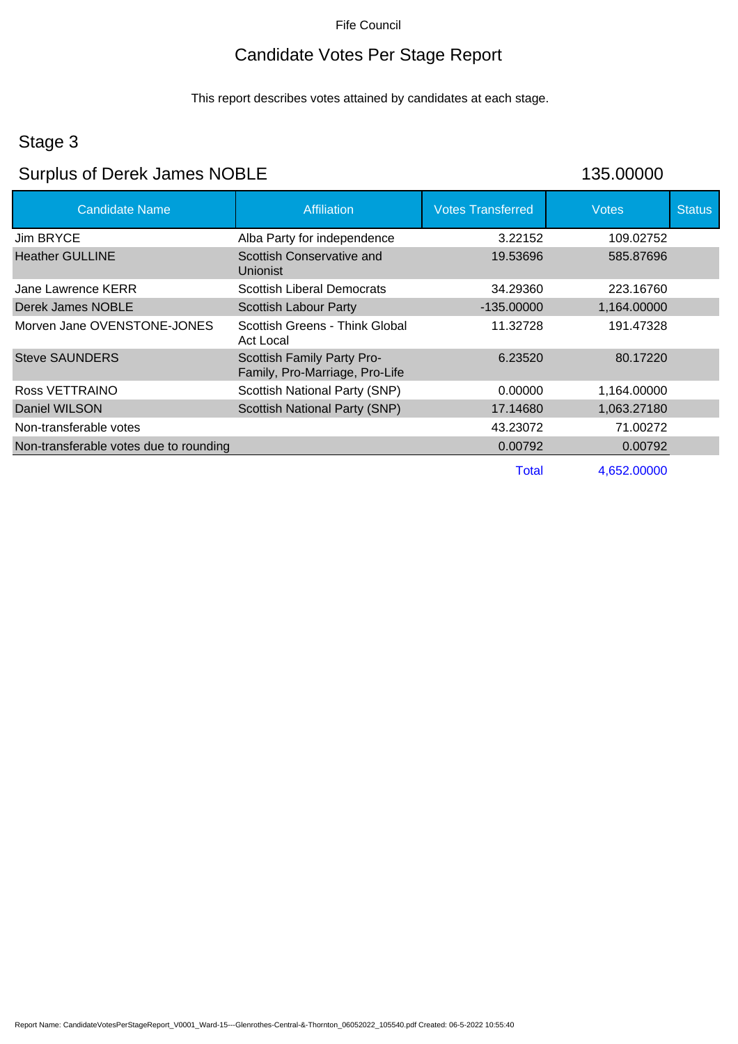Fife Council

# Candidate Votes Per Stage Report

This report describes votes attained by candidates at each stage.

## Stage 3

## Surplus of Derek James NOBLE 135.00000

| Candidate Name | Affiliation | Votes Transferred | Votes | Status |
|---|---|---|---|---|
| Jim BRYCE | Alba Party for independence | 3.22152 | 109.02752 | |
| Heather GULLINE | Scottish Conservative and Unionist | 19.53696 | 585.87696 | |
| Jane Lawrence KERR | Scottish Liberal Democrats | 34.29360 | 223.16760 | |
| Derek James NOBLE | Scottish Labour Party | -135.00000 | 1,164.00000 | |
| Morven Jane OVENSTONE-JONES | Scottish Greens - Think Global Act Local | 11.32728 | 191.47328 | |
| Steve SAUNDERS | Scottish Family Party Pro-Family, Pro-Marriage, Pro-Life | 6.23520 | 80.17220 | |
| Ross VETTRAINO | Scottish National Party (SNP) | 0.00000 | 1,164.00000 | |
| Daniel WILSON | Scottish National Party (SNP) | 17.14680 | 1,063.27180 | |
| Non-transferable votes | | 43.23072 | 71.00272 | |
| Non-transferable votes due to rounding | | 0.00792 | 0.00792 | |
| | | Total | 4,652.00000 | |

Report Name: CandidateVotesPerStageReport_V0001_Ward-15---Glenrothes-Central-&-Thornton_06052022_105540.pdf Created: 06-5-2022 10:55:40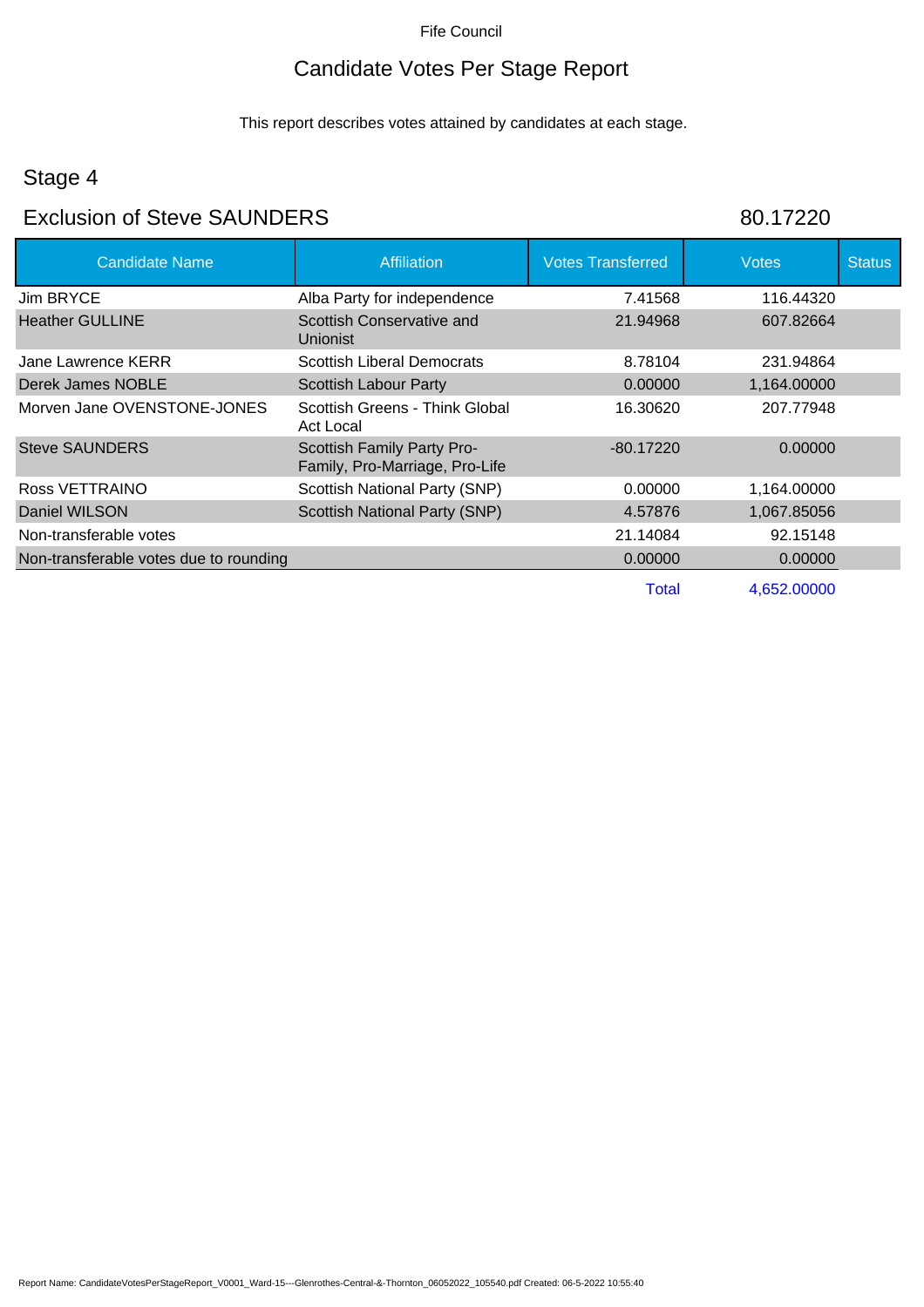Fife Council

# Candidate Votes Per Stage Report

This report describes votes attained by candidates at each stage.

## Stage 4

## Exclusion of Steve SAUNDERS 80.17220

| Candidate Name | Affiliation | Votes Transferred | Votes | Status |
|---|---|---|---|---|
| Jim BRYCE | Alba Party for independence | 7.41568 | 116.44320 | |
| Heather GULLINE | Scottish Conservative and Unionist | 21.94968 | 607.82664 | |
| Jane Lawrence KERR | Scottish Liberal Democrats | 8.78104 | 231.94864 | |
| Derek James NOBLE | Scottish Labour Party | 0.00000 | 1,164.00000 | |
| Morven Jane OVENSTONE-JONES | Scottish Greens - Think Global Act Local | 16.30620 | 207.77948 | |
| Steve SAUNDERS | Scottish Family Party Pro-Family, Pro-Marriage, Pro-Life | -80.17220 | 0.00000 | |
| Ross VETTRAINO | Scottish National Party (SNP) | 0.00000 | 1,164.00000 | |
| Daniel WILSON | Scottish National Party (SNP) | 4.57876 | 1,067.85056 | |
| Non-transferable votes | | 21.14084 | 92.15148 | |
| Non-transferable votes due to rounding | | 0.00000 | 0.00000 | |
| | | Total | 4,652.00000 | |

Report Name: CandidateVotesPerStageReport_V0001_Ward-15---Glenrothes-Central-&-Thornton_06052022_105540.pdf Created: 06-5-2022 10:55:40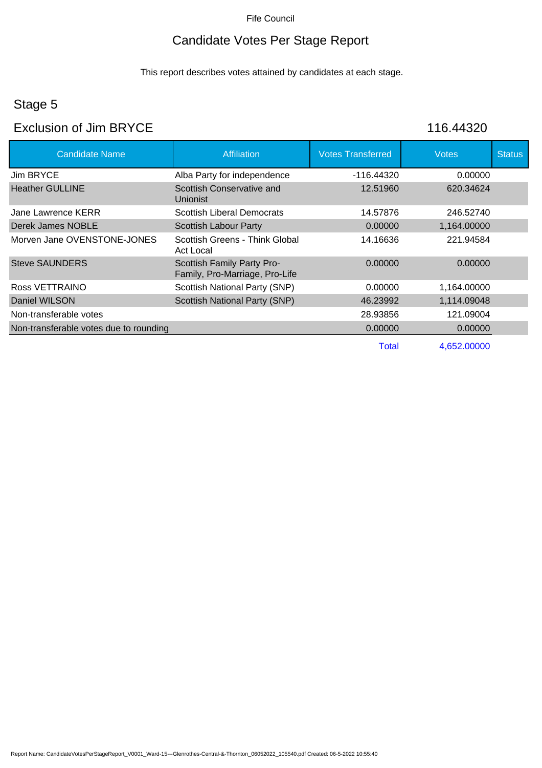Fife Council

# Candidate Votes Per Stage Report

This report describes votes attained by candidates at each stage.

## Stage 5

## Exclusion of Jim BRYCE 116.44320

| Candidate Name | Affiliation | Votes Transferred | Votes | Status |
|---|---|---|---|---|
| Jim BRYCE | Alba Party for independence | -116.44320 | 0.00000 | |
| Heather GULLINE | Scottish Conservative and Unionist | 12.51960 | 620.34624 | |
| Jane Lawrence KERR | Scottish Liberal Democrats | 14.57876 | 246.52740 | |
| Derek James NOBLE | Scottish Labour Party | 0.00000 | 1,164.00000 | |
| Morven Jane OVENSTONE-JONES | Scottish Greens - Think Global Act Local | 14.16636 | 221.94584 | |
| Steve SAUNDERS | Scottish Family Party Pro-Family, Pro-Marriage, Pro-Life | 0.00000 | 0.00000 | |
| Ross VETTRAINO | Scottish National Party (SNP) | 0.00000 | 1,164.00000 | |
| Daniel WILSON | Scottish National Party (SNP) | 46.23992 | 1,114.09048 | |
| Non-transferable votes | | 28.93856 | 121.09004 | |
| Non-transferable votes due to rounding | | 0.00000 | 0.00000 | |
| | | Total | 4,652.00000 | |

Report Name: CandidateVotesPerStageReport_V0001_Ward-15---Glenrothes-Central-&-Thornton_06052022_105540.pdf Created: 06-5-2022 10:55:40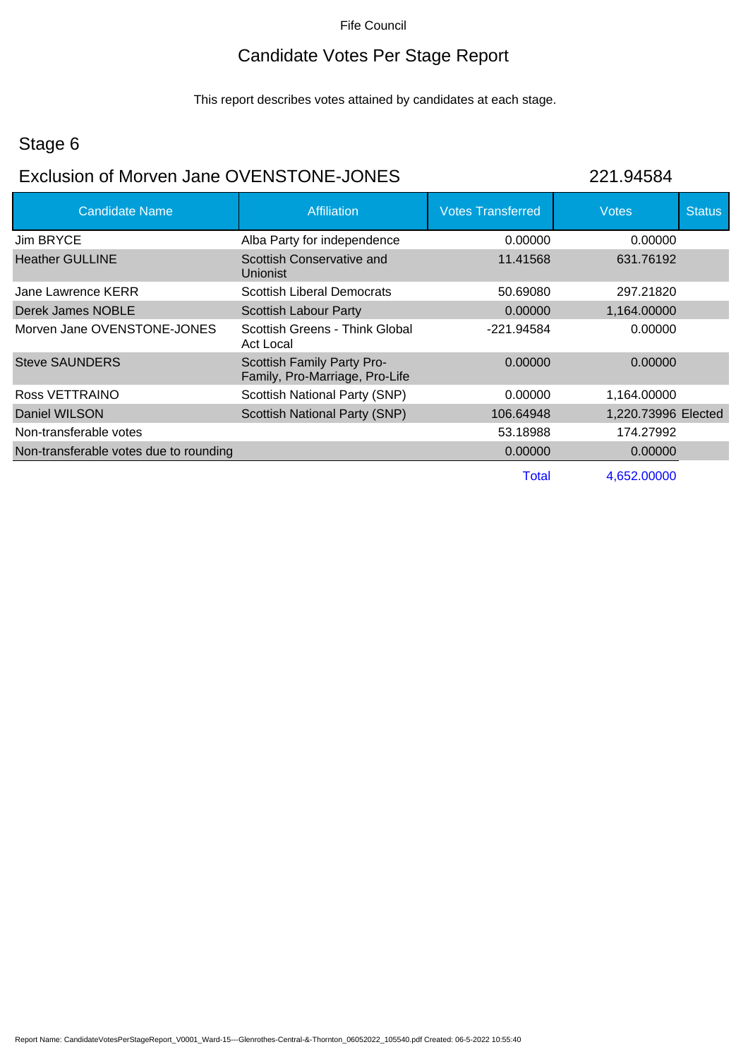Fife Council

# Candidate Votes Per Stage Report

This report describes votes attained by candidates at each stage.

## Stage 6

## Exclusion of Morven Jane OVENSTONE-JONES 221.94584

| Candidate Name | Affiliation | Votes Transferred | Votes | Status |
|---|---|---|---|---|
| Jim BRYCE | Alba Party for independence | 0.00000 | 0.00000 | |
| Heather GULLINE | Scottish Conservative and Unionist | 11.41568 | 631.76192 | |
| Jane Lawrence KERR | Scottish Liberal Democrats | 50.69080 | 297.21820 | |
| Derek James NOBLE | Scottish Labour Party | 0.00000 | 1,164.00000 | |
| Morven Jane OVENSTONE-JONES | Scottish Greens - Think Global Act Local | -221.94584 | 0.00000 | |
| Steve SAUNDERS | Scottish Family Party Pro-Family, Pro-Marriage, Pro-Life | 0.00000 | 0.00000 | |
| Ross VETTRAINO | Scottish National Party (SNP) | 0.00000 | 1,164.00000 | |
| Daniel WILSON | Scottish National Party (SNP) | 106.64948 | 1,220.73996 | Elected |
| Non-transferable votes | | 53.18988 | 174.27992 | |
| Non-transferable votes due to rounding | | 0.00000 | 0.00000 | |
| | | Total | 4,652.00000 | |

Report Name: CandidateVotesPerStageReport_V0001_Ward-15---Glenrothes-Central-&-Thornton_06052022_105540.pdf Created: 06-5-2022 10:55:40